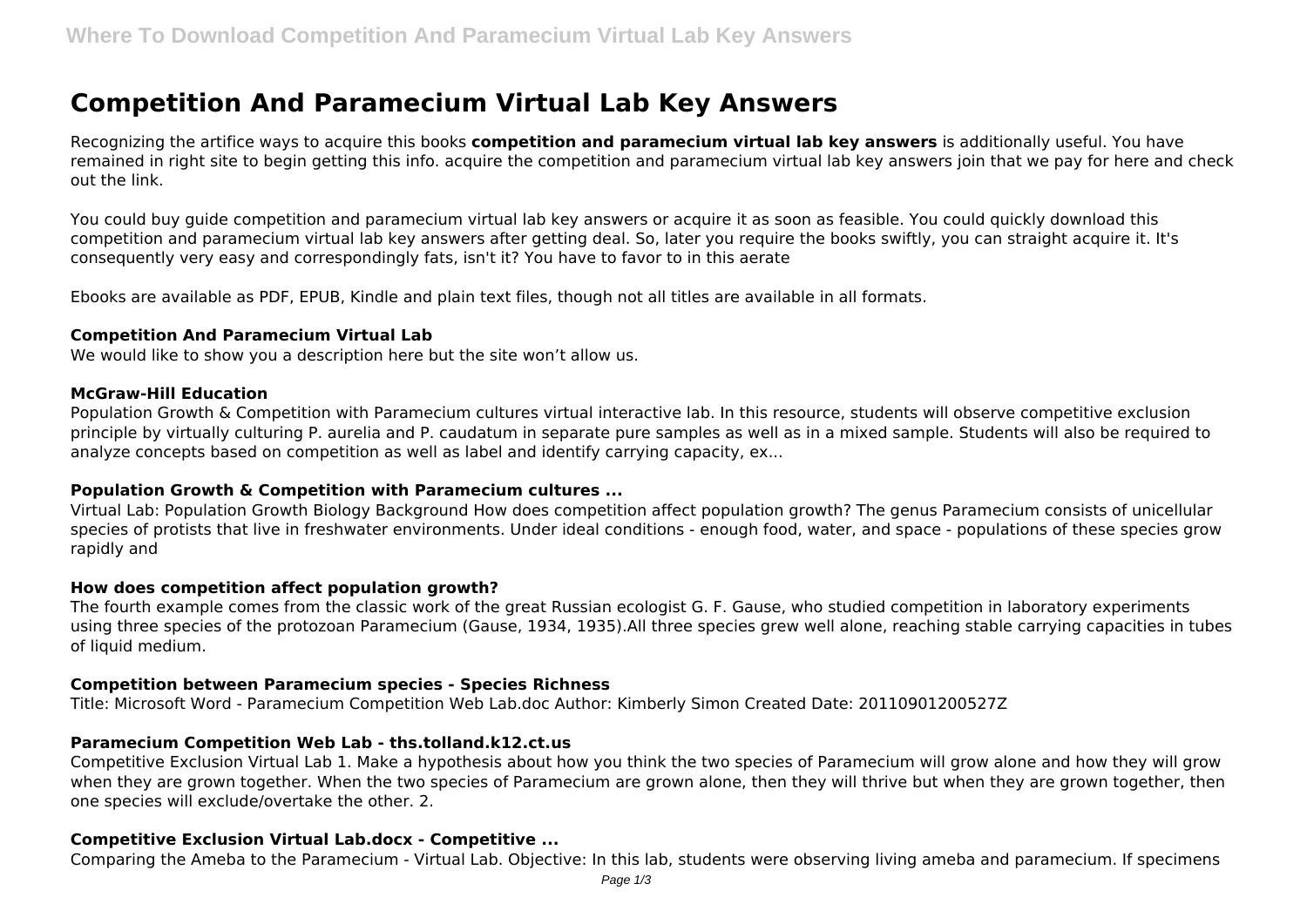# Competition And Paramecium Virtual Lab Key Answers

Recognizing the artifice ways to acquire this books **competition and paramecium virtual lab key answers** is additionally useful. You have remained in right site to begin getting this info. acquire the competition and paramecium virtual lab key answers join that we pay for here and check out the link.

You could buy guide competition and paramecium virtual lab key answers or acquire it as soon as feasible. You could quickly download this competition and paramecium virtual lab key answers after getting deal. So, later you require the books swiftly, you can straight acquire it. It's consequently very easy and correspondingly fats, isn't it? You have to favor to in this aerate

Ebooks are available as PDF, EPUB, Kindle and plain text files, though not all titles are available in all formats.

### Competition And Paramecium Virtual Lab

We would like to show you a description here but the site won't allow us.

### McGraw-Hill Education

Population Growth & Competition with Paramecium cultures virtual interactive lab. In this resource, students will observe competitive exclusion principle by virtually culturing P. aurelia and P. caudatum in separate pure samples as well as in a mixed sample. Students will also be required to analyze concepts based on competition as well as label and identify carrying capacity, ex...

### Population Growth & Competition with Paramecium cultures ...

Virtual Lab: Population Growth Biology Background How does competition affect population growth? The genus Paramecium consists of unicellular species of protists that live in freshwater environments. Under ideal conditions - enough food, water, and space - populations of these species grow rapidly and

### How does competition affect population growth?

The fourth example comes from the classic work of the great Russian ecologist G. F. Gause, who studied competition in laboratory experiments using three species of the protozoan Paramecium (Gause, 1934, 1935).All three species grew well alone, reaching stable carrying capacities in tubes of liquid medium.

### Competition between Paramecium species - Species Richness

Title: Microsoft Word - Paramecium Competition Web Lab.doc Author: Kimberly Simon Created Date: 20110901200527Z

### Paramecium Competition Web Lab - ths.tolland.k12.ct.us

Competitive Exclusion Virtual Lab 1. Make a hypothesis about how you think the two species of Paramecium will grow alone and how they will grow when they are grown together. When the two species of Paramecium are grown alone, then they will thrive but when they are grown together, then one species will exclude/overtake the other. 2.

### Competitive Exclusion Virtual Lab.docx - Competitive ...

Comparing the Ameba to the Paramecium - Virtual Lab. Objective: In this lab, students were observing living ameba and paramecium. If specimens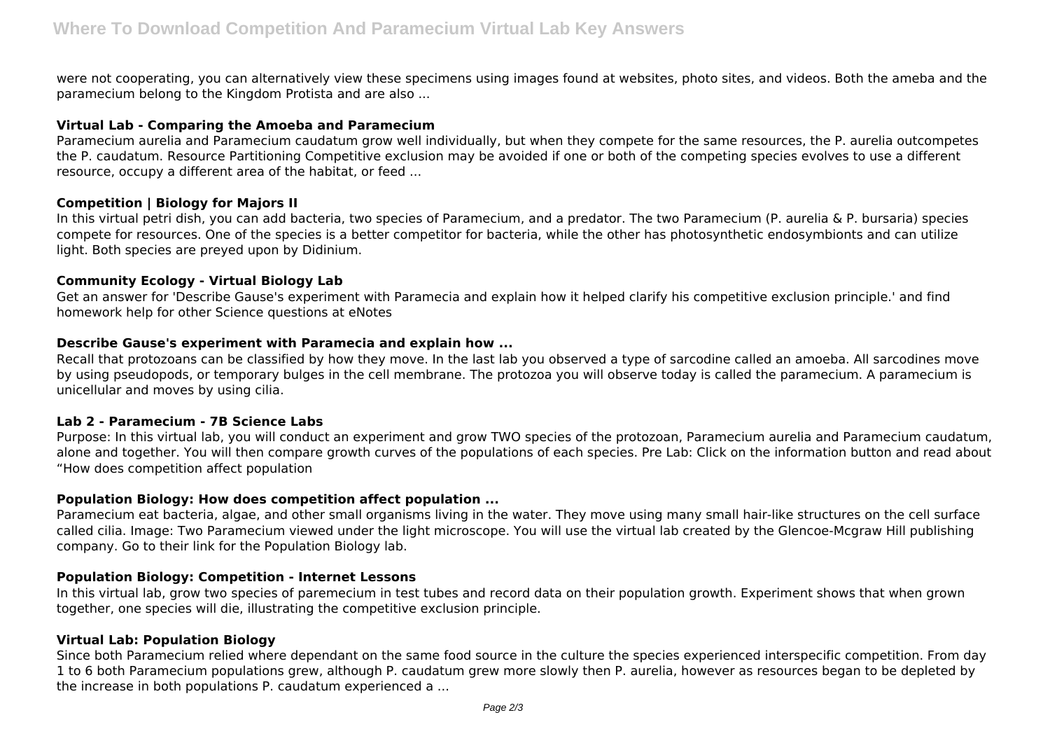were not cooperating, you can alternatively view these specimens using images found at websites, photo sites, and videos. Both the ameba and the paramecium belong to the Kingdom Protista and are also ...

**Virtual Lab - Comparing the Amoeba and Paramecium**

Paramecium aurelia and Paramecium caudatum grow well individually, but when they compete for the same resources, the P. aurelia outcompetes the P. caudatum. Resource Partitioning Competitive exclusion may be avoided if one or both of the competing species evolves to use a different resource, occupy a different area of the habitat, or feed ...

**Competition | Biology for Majors II**

In this virtual petri dish, you can add bacteria, two species of Paramecium, and a predator. The two Paramecium (P. aurelia & P. bursaria) species compete for resources. One of the species is a better competitor for bacteria, while the other has photosynthetic endosymbionts and can utilize light. Both species are preyed upon by Didinium.

**Community Ecology - Virtual Biology Lab**

Get an answer for 'Describe Gause's experiment with Paramecia and explain how it helped clarify his competitive exclusion principle.' and find homework help for other Science questions at eNotes

**Describe Gause's experiment with Paramecia and explain how ...**

Recall that protozoans can be classified by how they move. In the last lab you observed a type of sarcodine called an amoeba. All sarcodines move by using pseudopods, or temporary bulges in the cell membrane. The protozoa you will observe today is called the paramecium. A paramecium is unicellular and moves by using cilia.

**Lab 2 - Paramecium - 7B Science Labs**

Purpose: In this virtual lab, you will conduct an experiment and grow TWO species of the protozoan, Paramecium aurelia and Paramecium caudatum, alone and together. You will then compare growth curves of the populations of each species. Pre Lab: Click on the information button and read about "How does competition affect population

**Population Biology: How does competition affect population ...**

Paramecium eat bacteria, algae, and other small organisms living in the water. They move using many small hair-like structures on the cell surface called cilia. Image: Two Paramecium viewed under the light microscope. You will use the virtual lab created by the Glencoe-Mcgraw Hill publishing company. Go to their link for the Population Biology lab.

**Population Biology: Competition - Internet Lessons**

In this virtual lab, grow two species of paremecium in test tubes and record data on their population growth. Experiment shows that when grown together, one species will die, illustrating the competitive exclusion principle.

**Virtual Lab: Population Biology**

Since both Paramecium relied where dependant on the same food source in the culture the species experienced interspecific competition. From day 1 to 6 both Paramecium populations grew, although P. caudatum grew more slowly then P. aurelia, however as resources began to be depleted by the increase in both populations P. caudatum experienced a ...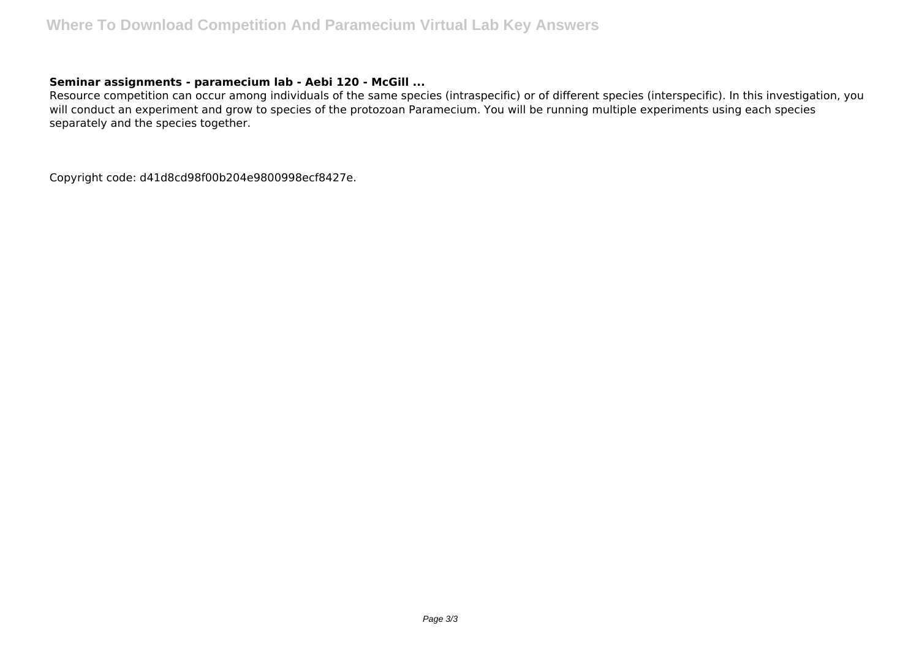**Seminar assignments - paramecium lab - Aebi 120 - McGill ...**

Resource competition can occur among individuals of the same species (intraspecific) or of different species (interspecific). In this investigation, you will conduct an experiment and grow to species of the protozoan Paramecium. You will be running multiple experiments using each species separately and the species together.

Copyright code: d41d8cd98f00b204e9800998ecf8427e.